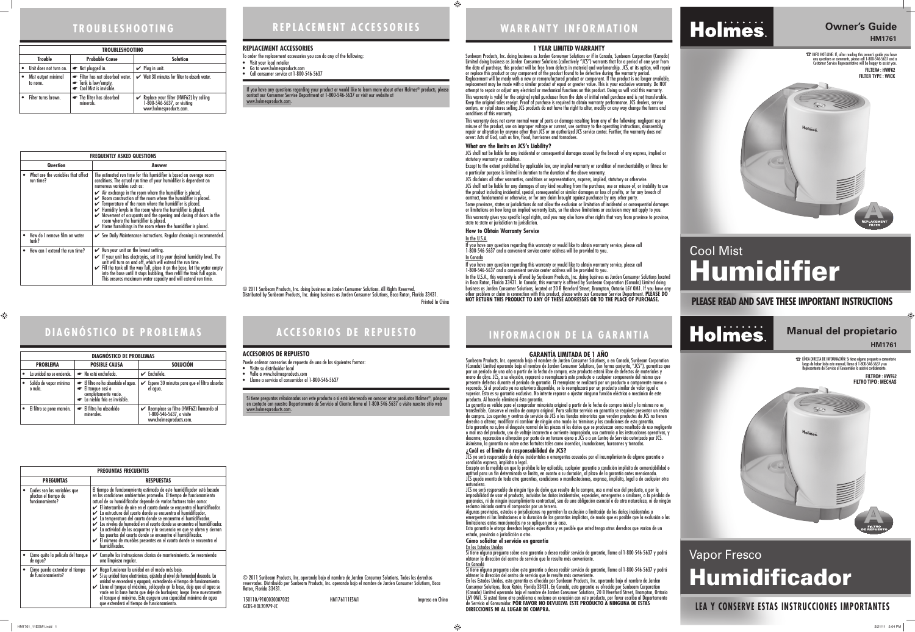# TROUBLESHOOTING

| TROUBLESHOOTING | | |
|---|---|---|
| **Trouble** | **Probable Cause** | **Solution** |
| • Unit does not turn on. | ☛ Not plugged in. | ✔ Plug in unit. |
| • Mist output minimal to none. | ☛ Filter has not absorbed water.<br>☛ Tank is low/empty.<br>☛ Cool Mist is invisible. | ✔ Wait 30 minutes for filter to absorb water. |
| • Filter turns brown. | ☛ The filter has absorbed minerals. | ✔ Replace your filter (HWF62) by calling 1-800-546-5637, or visiting www.holmesproducts.com. |

| FREQUENTLY ASKED QUESTIONS | |
|---|---|
| **Question** | **Answer** |
| • What are the variables that affect run time? | The estimated run time for this humidifier is based on average room conditions. The actual run time of your humidifier is dependent on numerous variables such as:<br>✔ Air exchange in the room where the humidifier is placed.<br>✔ Room construction of the room where the humidifier is placed.<br>✔ Temperature of the room where the humidifier is placed.<br>✔ Humidity levels in the room where the humidifier is placed.<br>✔ Movement of occupants and the opening and closing of doors in the room where the humidifier is placed.<br>✔ Home furnishings in the room where the humidifier is placed. |
| • How do I remove film on water tank? | ✔ See Daily Maintenance instructions. Regular cleaning is recommended. |
| • How can I extend the run time? | ✔ Run your unit on the lowest setting.<br>✔ If your unit has electronics, set it to your desired humidity level. The unit will turn on and off, which will extend the run time.<br>✔ Fill the tank all the way full, place it on the base, let the water empty into the base until it stops bubbling, then refill the tank full again. This ensures maximum water capacity and will extend run time. |

# REPLACEMENT ACCESSORIES

### REPLACEMENT ACCESSORIES

To order the replacement accessories you can do any of the following:

- Visit your local retailer
- Go to www.holmesproducts.com
- Call consumer service at 1-800-546-5637

If you have any questions regarding your product or would like to learn more about other Holmes® products, please contact our Consumer Service Department at 1-800-546-5637 or visit our website at www.holmesproducts.com.

© 2011 Sunbeam Products, Inc. doing business as Jarden Consumer Solutions. All Rights Reserved.
Distributed by Sunbeam Products, Inc. doing business as Jarden Consumer Solutions, Boca Raton, Florida 33431.

Printed In China

# WARRANTY INFORMATION

### 1 YEAR LIMITED WARRANTY

Sunbeam Products, Inc. doing business as Jarden Consumer Solutions or if in Canada, Sunbeam Corporation (Canada) Limited doing business as Jarden Consumer Solutions (collectively "JCS") warrants that for a period of one year from the date of purchase, this product will be free from defects in material and workmanship. JCS, at its option, will repair or replace this product or any component of the product found to be defective during the warranty period. Replacement will be made with a new or remanufactured product or component. If the product is no longer available, replacement may be made with a similar product of equal or greater value. This is your exclusive warranty. Do NOT attempt to repair or adjust any electrical or mechanical functions on this product. Doing so will void this warranty.

This warranty is valid for the original retail purchaser from the date of initial retail purchase and is not transferable. Keep the original sales receipt. Proof of purchase is required to obtain warranty performance. JCS dealers, service centers, or retail stores selling JCS products do not have the right to alter, modify or any way change the terms and conditions of this warranty.

This warranty does not cover normal wear of parts or damage resulting from any of the following: negligent use or misuse of the product, use on improper voltage or current, use contrary to the operating instructions, disassembly, repair or alteration by anyone other than JCS or an authorized JCS service center. Further, the warranty does not cover: Acts of God, such as fire, flood, hurricanes and tornadoes.

### What are the limits on JCS's Liability?

JCS shall not be liable for any incidental or consequential damages caused by the breach of any express, implied or statutory warranty or condition.

Except to the extent prohibited by applicable law, any implied warranty or condition of merchantability or fitness for a particular purpose is limited in duration to the duration of the above warranty.

JCS disclaims all other warranties, conditions or representations, express, implied, statutory or otherwise.

JCS shall not be liable for any damages of any kind resulting from the purchase, use or misuse of, or inability to use the product including incidental, special, consequential or similar damages or loss of profits, or for any breach of contract, fundamental or otherwise, or for any claim brought against purchaser by any other party.

Some provinces, states or jurisdictions do not allow the exclusion or limitation of incidental or consequential damages or limitations on how long an implied warranty lasts, so the above limitations or exclusion may not apply to you.

This warranty gives you specific legal rights, and you may also have other rights that vary from province to province, state to state or jurisdiction to jurisdiction.

### How to Obtain Warranty Service

In the U.S.A.

If you have any question regarding this warranty or would like to obtain warranty service, please call 1-800-546-5637 and a convenient service center address will be provided to you.

In Canada

If you have any question regarding this warranty or would like to obtain warranty service, please call 1-800-546-5637 and a convenient service center address will be provided to you.

In the U.S.A., this warranty is offered by Sunbeam Products, Inc. doing business as Jarden Consumer Solutions located in Boca Raton, Florida 33431. In Canada, this warranty is offered by Sunbeam Corporation (Canada) Limited doing business as Jarden Consumer Solutions, located at 20 B Hereford Street, Brampton, Ontario L6Y 0M1. If you have any other problem or claim in connection with this product, please write our Consumer Service Department. **PLEASE DO NOT RETURN THIS PRODUCT TO ANY OF THESE ADDRESSES OR TO THE PLACE OF PURCHASE.**

# Holmes®

## Owner's Guide
**HM1761**

☎ INFO HOT-LINE: If, after reading this owner's guide you have any questions or comments, please call 1-800-546-5637 and a Customer Service Representative will be happy to assist you.

**FILTER# : HWF62**
**FILTER TYPE : WICK**

REPLACEMENT FILTER

# Cool Mist Humidifier

**PLEASE READ AND SAVE THESE IMPORTANT INSTRUCTIONS**

# DIAGNÓSTICO DE PROBLEMAS

| DIAGNÓSTICO DE PROBLEMAS | | |
|---|---|---|
| **PROBLEMA** | **POSIBLE CAUSA** | **SOLUCIÓN** |
| • La unidad no se enciende. | ☛ No está enchufada. | ✔ Enchúfela. |
| • Salida de vapor mínima o nula. | ☛ El filtro no ha absorbido el agua.<br>☛ El tanque casi o completamente vacío.<br>☛ La niebla fría es invisible. | ✔ Espere 30 minutos para que el filtro absorba el agua. |
| • El filtro se pone marrón. | ☛ El filtro ha absorbido minerales. | ✔ Reemplace su filtro (HWF62) llamando al 1-800-546-5637, o visite www.holmesproducts.com. |

| PREGUNTAS FRECUENTES | |
|---|---|
| **PREGUNTAS** | **RESPUESTAS** |
| • Cuáles son las variables que afectan el tiempo de funcionamiento? | El tiempo de funcionamiento estimado de este humidificador está basado en las condiciones ambientales promedio. El tiempo de funcionamiento actual de su humidificador depende de varios factores tales como:<br>✔ El intercambio de aire en el cuarto donde se encuentra el humidificador.<br>✔ La estructura del cuarto donde se encuentra el humidificador.<br>✔ La temperatura del cuarto donde se encuentra el humidificador.<br>✔ Los niveles de humedad en el cuarto donde se encuentra el humidificador.<br>✔ La actividad de los ocupantes y la secuencia en que se abren y cierran las puertas del cuarto donde se encuentra el humidificador.<br>✔ El número de muebles presentes en el cuarto donde se encuentra el humidificador. |
| • Cómo quito la película del tanque de agua? | ✔ Consulte las instrucciones diarias de mantenimiento. Se recomienda una limpieza regular. |
| • Cómo puedo extender el tiempo de funcionamiento? | ✔ Haga funcionar la unidad en el modo más bajo.<br>✔ Si su unidad tiene electrónicos, ajústela al nivel de humedad deseado. La unidad se encenderá y apagará, extendiendo el tiempo de funcionamiento.<br>✔ Llene el tanque al máximo, colóquelo en la base, deje que el agua se vacíe en la base hasta que deje de burbujear, luego llene nuevamente el tanque al máximo. Esto asegura una capacidad máxima de agua que extenderá el tiempo de funcionamiento. |

# ACCESORIOS DE REPUESTO

### ACCESORIOS DE REPUESTO

Puede ordenar accesorios de repuesto de una de las siguientes formas:

- Visite su distribuidor local
- Vaya a www.holmesproducts.com
- Llame a servicio al consumidor al 1-800-546-5637

Si tiene preguntas relacionadas con este producto o si está interesado en conocer otros productos Holmes®, póngase en contacto con nuestro Departamento de Servicio al Cliente: llame al 1-800-546-5637 o visite nuestro sitio web www.holmesproducts.com.

© 2011 Sunbeam Products, Inc. operando bajo el nombre de Jarden Consumer Solutions. Todos los derechos reservados. Distribuido por Sunbeam Products, Inc. operando bajo el nombre de Jarden Consumer Solutions, Boca Raton, Florida 33431.

150110/9100030007032 HM176111ESM1 Impreso en China
GCDS-HOL20979-JC

# INFORMACION DE LA GARANTIA

### GARANTÍA LIMITADA DE 1 AÑO

Sunbeam Products, Inc. operando bajo el nombre de Jarden Consumer Solutions, o en Canadá, Sunbeam Corporation (Canada) Limited operando bajo el nombre de Jarden Consumer Solutions, (en forma conjunta, "JCS"), garantiza que por un período de uno año a partir de la fecha de compra, este producto estará libre de defectos de materiales y mano de obra. JCS, a su elección, reparará o reemplazará este producto o cualquier componente del mismo que presente defectos durante el período de garantía. El reemplazo se realizará por un producto o componente nuevo o reparado. Si el producto ya no estuviera disponible, se lo reemplazará por un producto similar de valor igual o superior. Ésta es su garantía exclusiva. No intente reparar o ajustar ninguna función eléctrica o mecánica de este producto. Al hacerlo elimínará ésta garantía.

La garantía es válida para el comprador minorista original a partir de la fecha de compra inicial y la misma no es transferible. Conserve el recibo de compra original. Para solicitar servicio en garantía se requiere presentar un recibo de compra. Los agentes y centros de servicio de JCS o las tiendas minoristas que venden productos de JCS no tienen derecho a alterar, modificar ni cambiar de ningún otro modo los términos y las condiciones de esta garantía.

Esta garantía no cubre el desgaste normal de las piezas ni los daños que se produzcan como resultado de uso negligente o mal uso del producto, uso de voltaje incorrecto o corriente inapropiada, uso contrario a las instrucciones operativas, y desarme, reparación o alteración por parte de un tercero ajeno a JCS o a un Centro de Servicio autorizado por JCS. Asimismo, la garantía no cubre actos fortuitos tales como incendios, inundaciones, huracanes y tornados.

### ¿Cuál es el límite de responsabilidad de JCS?

JCS no será responsable de daños incidentales o emergentes causados por el incumplimiento de alguna garantía o condición expresa, implícita o legal.

Excepto en la medida en que lo prohíba la ley aplicable, cualquier garantía o condición implícita de comerciabilidad o aptitud para un fin determinado se limita, en cuanto a su duración, al plazo de la garantía antes mencionada.

JCS queda exenta de toda otra garantías, condiciones o manifestaciones, expresa, implícita, legal o de cualquier otra naturaleza.

JCS no será responsable de ningún tipo de daño que resulte de la compra, uso o mal uso del producto, o por la imposibilidad de usar el producto, incluidos los daños incidentales, especiales, emergentes o similares, o la pérdida de ganancias, ni de ningún incumplimiento contractual, sea de una obligación esencial o de otra naturaleza, ni de ningún reclamo iniciado contra el comprador por un tercero.

Algunas provincias, estados o jurisdicciones no permiten la exclusión o limitación de los daños incidentales o emergentes ni las limitaciones a la duración de las garantías implícitas, de modo que es posible que la exclusión o las limitaciones antes mencionadas no se apliquen en su caso.

Esta garantía le otorga derechos legales específicos y es posible que usted tenga otros derechos que varían de un estado, provincia o jurisdicción a otro.

### Cómo solicitar el servicio en garantía

En los Estados Unidos

Si tiene alguna pregunta sobre esta garantía o desea recibir servicio de garantía, llame al 1-800-546-5637 y podrá obtener la dirección del centro de servicio que le resulte más conveniente.

En Canadá

Si tiene alguna pregunta sobre esta garantía o desea recibir servicio de garantía, llame al 1-800-546-5637 y podrá obtener la dirección del centro de servicio que le resulte más conveniente.

En los Estados Unidos, esta garantía es ofrecida por Sunbeam Products, Inc. operando bajo el nombre de Jarden Consumer Solutions, Boca Raton, Florida 33431. En Canadá, esta garantía es ofrecida por Sunbeam Corporation (Canada) Limited operando bajo el nombre de Jarden Consumer Solutions, 20 B Hereford Street, Brampton, Ontario L6Y 0M1. Si usted tiene otro problema o reclamo en conexión con este producto, por favor escriba al Departamento de Servicio al Consumidor. **POR FAVOR NO DEVUELVA ESTE PRODUCTO A NINGUNA DE ESTAS DIRECCIONES NI AL LUGAR DE COMPRA.**

# Holmes®

## Manual del propietario
**HM1761**

☎ LÍNEA DIRECTA DE INFORMACIÓN: Si tiene alguna pregunta o comentario luego de haber leído este manual, llame al 1-800-546-5637 y un Representante del Servicio al Consumidor lo asistirá cordialmente.

**FILTRO# : HWF62**
**FILTRO TIPO : MECHAS**

FILTRO DE REPUESTO

# Vapor Fresco Humidificador

**LEA Y CONSERVE ESTAS INSTRUCCIONES IMPORTANTES**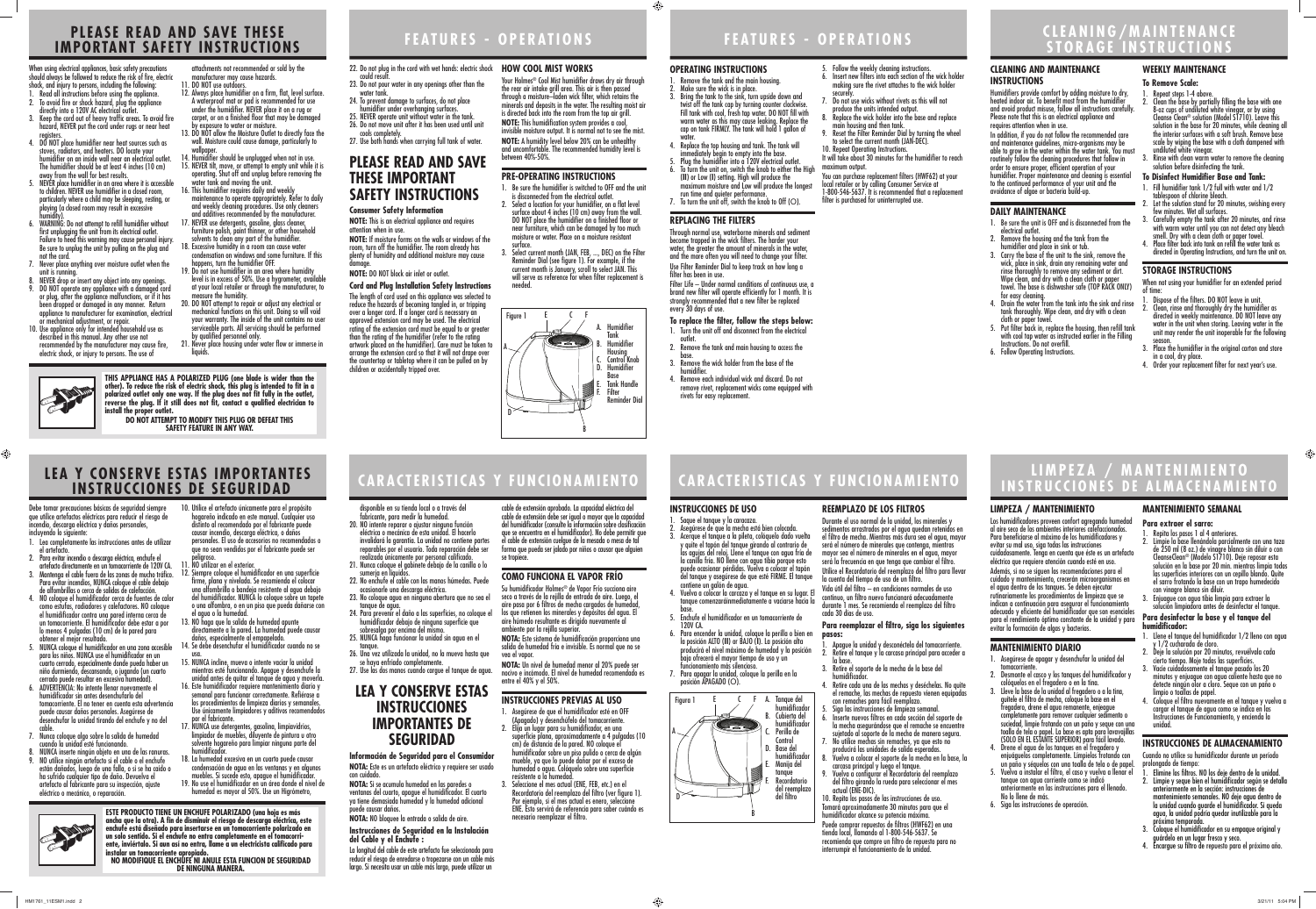# PLEASE READ AND SAVE THESE IMPORTANT SAFETY INSTRUCTIONS

When using electrical appliances, basic safety precautions should always be followed to reduce the risk of fire, electric shock, and injury to persons, including the following:

1. Read all instructions before using the appliance.
2. To avoid fire or shock hazard, plug the appliance directly into a 120V AC electrical outlet.
3. Keep the cord out of heavy traffic areas. To avoid fire hazard, NEVER put the cord under rugs or near heat registers.
4. DO NOT place humidifier near heat sources such as stoves, radiators, and heaters. DO locate your humidifier on an inside wall near an electrical outlet. The humidifier should be at least 4 inches (10 cm) away from the wall for best results.
5. NEVER place humidifier in an area where it is accessible to children. NEVER use humidifier in a closed room, particularly where a child may be sleeping, resting, or playing (a closed room may result in excessive humidity).
6. WARNING: Do not attempt to refill humidifier without first unplugging the unit from its electrical outlet. Failure to heed this warning may cause personal injury. Be sure to unplug the unit by pulling on the plug and not the cord.
7. Never place anything over moisture outlet when the unit is running.
8. NEVER drop or insert any object into any openings.
9. DO NOT operate any appliance with a damaged cord or plug, after the appliance malfunctions, or if it has been dropped or damaged in any manner. Return appliance to manufacturer for examination, electrical or mechanical adjustment, or repair.
10. Use appliance only for intended household use as described in this manual. Any other use not recommended by the manufacturer may cause fire, electric shock, or injury to persons. The use of attachments not recommended or sold by the manufacturer may cause hazards.
11. DO NOT use outdoors.
12. Always place humidifier on a firm, flat, level surface. A waterproof mat or pad is recommended for use under the humidifier. NEVER place it on a rug or carpet, or on a finished floor that may be damaged by exposure to water or moisture.
13. DO NOT allow the Moisture Outlet to directly face the wall. Moisture could cause damage, particularly to wallpaper.
14. Humidifier should be unplugged when not in use.
15. NEVER tilt, move, or attempt to empty unit while it is operating. Shut off and unplug before removing the water tank and moving the unit.
16. This humidifier requires daily and weekly maintenance to operate appropriately. Refer to daily and weekly cleaning procedures. Use only cleaners and additives recommended by the manufacturer.
17. NEVER use detergents, gasoline, glass cleaner, furniture polish, paint thinner, or other household solvents to clean any part of the humidifier.
18. Excessive humidity in a room can cause water condensation on windows and some furniture. If this happens, turn the humidifier OFF.
19. Do not use humidifier in an area where humidity level is in excess of 50%. Use a hygrometer, available at your local retailer or through the manufacturer, to measure the humidity.
20. DO NOT attempt to repair or adjust any electrical or mechanical functions on this unit. Doing so will void your warranty. The inside of the unit contains no user serviceable parts. All servicing should be performed by qualified personnel only.
21. Never place housing under water flow or immerse in liquids.
22. Do not plug in the cord with wet hands: electric shock could result.
23. Do not pour water in any openings other than the water tank.
24. To prevent damage to surfaces, do not place humidifier under overhanging surfaces.
25. NEVER operate unit without water in the tank.
26. Do not move unit after it has been used until unit cools completely.
27. Use both hands when carrying full tank of water.

**THIS APPLIANCE HAS A POLARIZED PLUG (one blade is wider than the other). To reduce the risk of electric shock, this plug is intended to fit in a polarized outlet only one way. If the plug does not fit fully in the outlet, reverse the plug. If it still does not fit, contact a qualified electrician to install the proper outlet.**

**DO NOT ATTEMPT TO MODIFY THIS PLUG OR DEFEAT THIS SAFETY FEATURE IN ANY WAY.**

# PLEASE READ AND SAVE THESE IMPORTANT SAFETY INSTRUCTIONS

### Consumer Safety Information

**NOTE:** This is an electrical appliance and requires attention when in use.

**NOTE:** If moisture forms on the walls or windows of the room, turn off the humidifier. The room already has plenty of humidity and additional moisture may cause damage.

**NOTE:** DO NOT block air inlet or outlet.

### Cord and Plug Installation Safety Instructions

The length of cord used on this appliance was selected to reduce the hazards of becoming tangled in, or tripping over a longer cord. If a longer cord is necessary an approved extension cord may be used. The electrical rating of the extension cord must be equal to or greater than the rating of the humidifier (refer to the rating artwork placed on the humidifier). Care must be taken to arrange the extension cord so that it will not drape over the countertop or tabletop where it can be pulled on by children or accidentally tripped over.

# FEATURES - OPERATIONS

## HOW COOL MIST WORKS

Your Holmes® Cool Mist humidifier draws dry air through the rear air intake grill area. This air is then passed through a moisture–laden wick filter, which retains the minerals and deposits in the water. The resulting moist air is directed back into the room from the top air grill.

**NOTE:** This humidification system provides a cool, invisible moisture output. It is normal not to see the mist.

**NOTE:** A humidity level below 20% can be unhealthy and uncomfortable. The recommended humidity level is between 40%-50%.

## PRE-OPERATING INSTRUCTIONS

1. Be sure the humidifier is switched OFF and the unit is disconnected from the electrical outlet.
2. Select a location for your humidifier, on a flat level surface about 4 inches (10 cm) away from the wall. DO NOT place the humidifier on a finished floor or near furniture, which can be damaged by too much moisture or water. Place on a moisture resistant surface.
3. Select current month (JAN, FEB, …, DEC) on the Filter Reminder Dial (see figure 1). For example, if the current month is January, scroll to select JAN. This will serve as reference for when filter replacement is needed.

Figure 1

A. Humidifier Tank
B. Humidifier Housing
C. Control Knob
D. Humidifier Base
E. Tank Handle
F. Filter Reminder Dial

## OPERATING INSTRUCTIONS

1. Remove the tank and the main housing.
2. Make sure the wick is in place.
3. Bring the tank to the sink, turn upside down and twist off the tank cap by turning counter clockwise. Fill tank with cool, fresh tap water. DO NOT fill with warm water as this may cause leaking. Replace the cap on tank FIRMLY. The tank will hold 1 gallon of water.
4. Replace the top housing and tank. The tank will immediately begin to empty into the base.
5. Plug the humidifier into a 120V electrical outlet.
6. To turn the unit on, switch the knob to either the High (II) or Low (I) setting. High will produce the maximum moisture and Low will produce the longest run time and quieter performance.
7. To turn the unit off, switch the knob to Off (O).

## REPLACING THE FILTERS

Through normal use, waterborne minerals and sediment become trapped in the wick filters. The harder your water, the greater the amount of minerals in the water, and the more often you will need to change your filter.

Use Filter Reminder Dial to keep track on how long a filter has been in use.

Filter Life – Under normal conditions of continuous use, a brand new filter will operate efficiently for 1 month. It is strongly recommended that a new filter be replaced every 30 days of use.

### To replace the filter, follow the steps below:

1. Turn the unit off and disconnect from the electrical outlet.
2. Remove the tank and main housing to access the base.
3. Remove the wick holder from the base of the humidifier.
4. Remove each individual wick and discard. Do not remove rivet, replacement wicks come equipped with rivets for easy replacement.
5. Follow the weekly cleaning instructions.
6. Insert new filters into each section of the wick holder making sure the rivet attaches to the wick holder securely.
7. Do not use wicks without rivets as this will not produce the units intended output.
8. Replace the wick holder into the base and replace main housing and then tank.
9. Reset the Filter Reminder Dial by turning the wheel to select the current month (JAN-DEC).
10. Repeat Operating Instructions.

It will take about 30 minutes for the humidifier to reach maximum output.

You can purchase replacement filters (HWF62) at your local retailer or by calling Consumer Service at 1-800-546-5637. It is recommended that a replacement filter is purchased for uninterrupted use.

# CLEANING/MAINTENANCE STORAGE INSTRUCTIONS

## CLEANING AND MAINTENANCE INSTRUCTIONS

Humidifiers provide comfort by adding moisture to dry, heated indoor air. To benefit most from the humidifier and avoid product misuse, follow all instructions carefully. Please note that this is an electrical appliance and requires attention when in use.

In addition, if you do not follow the recommended care and maintenance guidelines, micro-organisms may be able to grow in the water within the water tank. You must routinely follow the cleaning procedures that follow in order to ensure proper, efficient operation of your humidifier. Proper maintenance and cleaning is essential to the continued performance of your unit and the avoidance of algae or bacteria build-up.

## DAILY MAINTENANCE

1. Be sure the unit is OFF and is disconnected from the electrical outlet.
2. Remove the housing and the tank from the humidifier and place in sink or tub.
3. Carry the base of the unit to the sink, remove the wick, place in sink, drain any remaining water and rinse thoroughly to remove any sediment or dirt. Wipe clean, and dry with a clean cloth or paper towel. The base is dishwasher safe (TOP RACK ONLY) for easy cleaning.
4. Drain the water from the tank into the sink and rinse tank thoroughly. Wipe clean, and dry with a clean cloth or paper towel.
5. Put filter back in, replace the housing, then refill tank with cool tap water as instructed earlier in the Filling Instructions. Do not overfill.
6. Follow Operating Instructions.

## WEEKLY MAINTENANCE

### To Remove Scale:

1. Repeat steps 1-4 above.
2. Clean the base by partially filling the base with one 8-oz cups of undiluted white vinegar, or by using Cleanse Clean® solution (Model S1710). Leave this solution in the base for 20 minutes, while cleaning all the interior surfaces with a soft brush. Remove base scale by wiping the base with a cloth dampened with undiluted white vinegar.
3. Rinse with clean warm water to remove the cleaning solution before disinfecting the tank.

### To Disinfect Humidifier Base and Tank:

1. Fill humidifier tank 1/2 full with water and 1/2 tablespoon of chlorine bleach.
2. Let the solution stand for 20 minutes, swishing every few minutes. Wet all surfaces.
3. Carefully empty the tank after 20 minutes, and rinse with warm water until you can not detect any bleach smell. Dry with a clean cloth or paper towel.
4. Place filter back into tank and refill the water tank as directed in Operating Instructions, and turn the unit on.

## STORAGE INSTRUCTIONS

When not using your humidifier for an extended period of time:

1. Dispose of the filters. DO NOT leave in unit.
2. Clean, rinse and thoroughly dry the humidifier as directed in weekly maintenance. DO NOT leave any water in the unit when storing. Leaving water in the unit may render the unit inoperable for the following season.
3. Place the humidifier in the original carton and store in a cool, dry place.
4. Order your replacement filter for next year's use.

# LEA Y CONSERVE ESTAS IMPORTANTES INSTRUCCIONES DE SEGURIDAD

Debe tomar precauciones básicas de seguridad siempre que utilice artefactos eléctricos para reducir el riesgo de incendio, descarga eléctrica y daños personales, incluyendo lo siguiente:

1. Lea completamente las instrucciones antes de utilizar el artefacto.
2. Para evitar incendio o descarga eléctrica, enchufe el artefacto directamente en un tomacorriente de 120V CA.
3. Mantenga el cable fuera de las zonas de mucho tráfico. Para evitar incendios, NUNCA coloque el cable debajo de alfombrillas o cerca de salidas de calefacción.
4. NO coloque el humidificador cerca de fuentes de calor como estufas, radiadores y calefactores. NO coloque el humidificador contra una pared interna cerca de un tomacorriente. El humidificador debe estar a por lo menos 4 pulgadas (10 cm) de la pared para obtener el mejor resultado.
5. NUNCA coloque el humidificador en una zona accesible para los niños. NUNCA use el humidificador en un cuarto cerrado, especialmente donde pueda haber un niño durmiendo, descansando, o jugando (un cuarto cerrado puede resultar en excesiva humedad).
6. ADVERTENCIA: No intente llenar nuevamente el humidificador sin antes desenchufarlo del tomacorriente. El no tener en cuenta esta advertencia puede causar daños personales. Asegúrese de desenchufar la unidad tirando del enchufe y no del cable.
7. Nunca coloque algo sobre la salida de humedad cuando la unidad esté funcionando.
8. NUNCA inserte ningún objeto en una de las ranuras.
9. NO utilice ningún artefacto si el cable o el enchufe están dañados, luego de una falla, o si se ha caído o ha sufrido cualquier tipo de daño. Devuelva el artefacto al fabricante para su inspección, ajuste eléctrico o mecánico, o reparación.
10. Utilice el artefacto únicamente para el propósito hogareño indicado en este manual. Cualquier uso distinto al recomendado por el fabricante puede causar incendio, descarga eléctrica, o daños personales. El uso de accesorios no recomendados o que no sean vendidos por el fabricante puede ser peligroso.
11. NO utilizar en el exterior.
12. Siempre coloque el humidificador en una superficie firme, plana y nivelada. Se recomienda el colocar una alfombrilla o bandeja resistente al agua debajo del humidificador. NUNCA lo coloque sobre un tapete o una alfombra, o en un piso que pueda dañarse con el agua o la humedad.
13. NO haga que la salida de humedad apunte directamente a la pared. La humedad puede causar daños, especialmente al empapelado.
14. Se debe desenchufar el humidificador cuando no se use.
15. NUNCA incline, mueva o intente vaciar la unidad mientras esté funcionando. Apague y desenchufe la unidad antes de quitar el tanque de agua y moverla.
16. Este humidificador requiere mantenimiento diario y semanal para funcionar correctamente. Refiérase a los procedimientos de limpieza diarios y semanales. Use únicamente limpiadores y aditivos recomendados por el fabricante.
17. NUNCA use detergentes, gasolina, limpiavidrios, limpiador de muebles, diluyente de pintura u otro solvente hogareño para limpiar ninguna parte del humidificador.
18. La humedad excesiva en un cuarto puede causar condensación de agua en las ventanas y en algunos muebles. Si sucede esto, apague el humidificador.
19. No use el humidificador en un área donde el nivel de humedad es mayor al 50%. Use un Higrómetro, disponible en su tienda local o a través del fabricante, para medir la humedad.
20. NO intente reparar o ajustar ninguna función eléctrica o mecánica de esta unidad. El hacerlo invalidará la garantía. La unidad no contiene partes reparables por el usuario. Toda reparación debe ser realizada únicamente por personal calificado.
21. Nunca coloque el gabinete debajo de la canilla o lo sumerja en líquidos.
22. No enchufe el cable con las manos húmedas. Puede ocasionarle una descarga eléctrica.
23. No coloque agua en ninguna abertura que no sea el tanque de agua.
24. Para prevenir el daño a las superficies, no coloque el humidificador debajo de ninguna superficie que sobresalga por encima del mismo.
25. NUNCA haga funcionar la unidad sin agua en el tanque.
26. Una vez utilizada la unidad, no la mueva hasta que se haya enfriado completamente.
27. Use las dos manos cuando cargue el tanque de agua.

**ESTE PRODUCTO TIENE UN ENCHUFE POLARIZADO (una hoja es más ancha que la otra). A fin de disminuir el riesgo de descarga eléctrica, este enchufe está diseñado para insertarse en un tomacorriente polarizado en un solo sentido. Si el enchufe no entra completamente en el tomacorriente, inviértalo. Si aun así no entra, llame a un electricista calificado para instalar un tomacorriente apropiado.**

**NO MODIFIQUE EL ENCHUFE NI ANULE ESTA FUNCION DE SEGURIDAD DE NINGUNA MANERA.**

# LEA Y CONSERVE ESTAS INSTRUCCIONES IMPORTANTES DE SEGURIDAD

### Información de Seguridad para el Consumidor

**NOTA:** Este es un artefacto eléctrico y requiere ser usado con cuidado.

**NOTA:** Si se acumula humedad en las paredes o ventanas del cuarto, apague el humidificador. El cuarto ya tiene demasiada humedad y la humedad adicional puede causar daños.

**NOTA:** NO bloquee la entrada o salida de aire.

### Instrucciones de Seguridad en la Instalación del Cable y el Enchufe

La longitud del cable de este artefacto fue seleccionada para reducir el riesgo de enredarse o tropezarse con un cable más largo. Si necesita usar un cable más largo, puede utilizar un cable de extensión aprobado. La capacidad eléctrica del cable de extensión debe ser igual o mayor que la capacidad del humidificador (consulte la información sobre clasificación que se encuentra en el humidificador). No debe permitir que el cable de extensión cuelgue de la mesada o mesa de tal forma que pueda ser jalado por niños o causar que alguien se tropiece.

# CARACTERISTICAS Y FUNCIONAMIENTO

## COMO FUNCIONA EL VAPOR FRÍO

Su humidificador Holmes® de Vapor Frío succiona aire seco a través de la rejilla de entrada de aire. Luego, el aire pasa por 6 filtros de mecha cargados de humedad, los que retienen los minerales y depósitos del agua. El aire húmedo resultante es dirigido nuevamente al ambiente por la rejilla superior.

**NOTA:** Este sistema de humidificación proporciona una salida de humedad fría e invisible. Es normal que no se vea el vapor.

**NOTA:** Un nivel de humedad menor al 20% puede ser nocivo e incómodo. El nivel de humedad recomendado es entre el 40% y el 50%.

## INSTRUCCIONES PREVIAS AL USO

1. Asegúrese de que el humidificador esté en OFF (Apagado) y desenchufado del tomacorriente.
2. Elija un lugar para su humidificador, en una superficie plana, aproximadamente a 4 pulgadas (10 cm) de distancia de la pared. NO coloque el humidificador sobre un piso pulido o cerca de algún mueble, ya que lo puede dañar por el exceso de humedad o agua. Colóquelo sobre una superficie resistente a la humedad.
3. Seleccione el mes actual (ENE, FEB, etc.) en el Recordatorio del reemplazo del filtro (ver figura 1). Por ejemplo, si el mes actual es enero, seleccione ENE. Esto servirá de referencia para saber cuándo es necesario reemplazar el filtro.

## INSTRUCCIONES DE USO

1. Saque el tanque y la carcaza.
2. Asegúrese de que la mecha está bien colocada.
3. Acerque el tanque a la pileta, colóquelo dado vuelta y quite el tapón del tanque girando al contrario de las agujas del reloj. Llene el tanque con agua fría de la canilla fría. NO llene con agua tibia porque esto puede ocasionar pérdidas. Vuelva a colocar el tapón del tanque y asegúrese de que esté FIRME. El tanque contiene un galón de agua.
4. Vuelva a colocar la carcaza y el tanque en su lugar. El tanque comenzará inmediatamente a vaciarse hacia la base.
5. Enchufe el humidificador en un tomacorriente de 120V CA.
6. Para encender la unidad, coloque la perilla o bien en la posición ALTO (II) or BAJO (I). La posición alto producirá el nivel máximo de humedad y la posición baja ofrecerá el mayor tiempo de uso y un funcionamiento más silencioso.
7. Para apagar la unidad, coloque la perilla en la posición APAGADO (O).

Figura 1

A. Tanque del humidificador
B. Cubierta del humidificador
C. Perilla de Control
D. Base del humidificador
E. Manija del tanque
F. Recordatorio del reemplazo del filtro

## REEMPLAZO DE LOS FILTROS

Durante el uso normal de la unidad, los minerales y sedimentos arrastrados por el agua quedan retenidos en el filtro de mecha. Mientras más dura sea el agua, mayor será el número de minerales que contenga, mientras mayor sea el número de minerales en el agua, mayor será la frecuencia en que tenga que cambiar el filtro.

Utilice el Recordatorio del reemplazo del filtro para llevar la cuenta del tiempo de uso de un filtro.

Vida útil del filtro – en condiciones normales de uso continuo, un filtro nuevo funcionará adecuadamente durante 1 mes. Se recomienda el reemplazo del filtro cada 30 días de uso.

### Para reemplazar el filtro, siga los siguientes pasos:

1. Apague la unidad y desconéctela del tomacorriente.
2. Retire el tanque y la carcaza principal para acceder a la base.
3. Retire el soporte de la mecha de la base del humidificador.
4. Retire cada una de las mechas y deséchelas. No quite el remache, las mechas de repuesto vienen equipadas con remaches para fácil reemplazo.
5. Siga las instrucciones de limpieza semanal.
6. Inserte nuevos filtros en cada sección del soporte de la mecha asegurándose que el remache se encuentre sujetado al soporte de la mecha de manera segura.
7. No utilice mechas sin remaches, ya que esto no producirá las unidades de salida esperadas.
8. Vuelva a colocar el soporte de la mecha en la base, la carcaza principal y luego el tanque.
9. Vuelva a configurar el Recordatorio del reemplazo del filtro girando la rueda para seleccionar el mes actual (ENE-DIC).
10. Repita los pasos de las instrucciones de uso.

Tomará aproximadamente 30 minutos para que el humidificador alcance su potencia máxima.

Puede comprar repuestos de filtros (HWF62) en una tienda local, llamando al 1-800-546-5637. Se recomienda que compre un filtro de repuesto para no interrumpir el funcionamiento de la unidad.

# LIMPEZA / MANTENIMIENTO INSTRUCCIONES DE ALMACENAMIENTO

## LIMPIEZA / MANTENIMIENTO

Los humidificadores proveen confort agregando humedad al aire seco de los ambientes interiores calefaccionados. Para beneficiarse al máximo de los humidificadores y evitar su mal uso, siga todas las instrucciones cuidadosamente. Tenga en cuenta que éste es un artefacto eléctrico que requiere atención cuando esté en uso.

Además, si no se siguen las recomendaciones para el cuidado y mantenimiento, crecerán microorganismos en el agua dentro de los tanques. Se deben ejecutar rutinariamente los procedimientos de limpieza que se indican a continuación para asegurar el funcionamiento adecuado y eficiente del humidificador que son esenciales para el rendimiento óptimo constante de la unidad y para evitar la formación de algas y bacterias.

## MANTENIMIENTO DIARIO

1. Asegúrese de apagar y desenchufar la unidad del tomacorriente.
2. Desmonte el casco y los tanques del humidificador y colóquelos en el fregadero o en la tina.
3. Lleve la base de la unidad al fregadero o a la tina, quítele el filtro de mecha, coloque la base en el fregadero, drene el agua remanente, enjuague completamente para remover cualquier sedimento o suciedad. limpie frotando con un paño y seque con una toalla de tela o papel. La base es apta para lavavajillas (SOLO EN EL ESTANTE SUPERIOR) para fácil lavado.
4. Drene el agua de los tanques en el fregadero y enjuáguelos completamente. Límpielos frotando con un paño y séquelos con una toalla de tela o de papel.
5. Vuelva a instalar el filtro, el caso y vuelva a llenar el tanque con agua corriente como se indicó anteriormente en las instrucciones para el llenado. No lo llene de más.
6. Siga las instrucciones de operación.

## MANTENIMIENTO SEMANAL

### Para extraer el sarro:

1. Repita los pasos 1 al 4 anteriores.
2. Limpie la base llenándola parcialmente con una taza de 250 ml (8 oz.) de vinagre blanco sin diluir o con CleanseClean® (Modelo S1710). Deje reposar esta solución en la base por 20 min. mientras limpia todas las superficies interiores con un cepillo blando. Quite el sarro frotando la base con un trapo humedecido con vinagre blanco sin diluir.
3. Enjuague con agua tibia limpia para remover la solución limpiadora antes de desinfectar el tanque.

### Para desinfectar la base y el tanque del humidificador:

1. Llene el tanque del humidificador 1/2 lleno con agua y 1/2 cucharada de cloro.
2. Deje la solución por 20 minutos, revuélvala cada cierto tiempo. Moje todas las superficies.
3. Vacíe cuidadosamente el tanque pasado los 20 minutos y enjuague con agua caliente hasta que no detecte ningún olor a cloro. Seque con un paño o limpio o toallas de papel.
4. Coloque el filtro nuevamente en el tanque y vuelva a cargar el tanque de agua como se indica en las Instrucciones de Funcionamiento, y encienda la unidad.

## INSTRUCCIONES DE ALMACENAMIENTO

Cuando no utilice su humidificador durante un período prolongado de tiempo:

1. Elimine los filtros. NO los deje dentro de la unidad.
2. Limpie y seque bien el humidificador según se detalla anteriormente en la sección: instrucciones de mantenimiento semanales. NO deje agua dentro de la unidad cuando guarde el humidificador. Si queda agua, la unidad podría quedar inutilizable para la próxima temporada.
3. Coloque el humidificador en su empaque original y guárdelo en un lugar fresco y seco.
4. Encargue su filtro de repuesto para el próximo año.